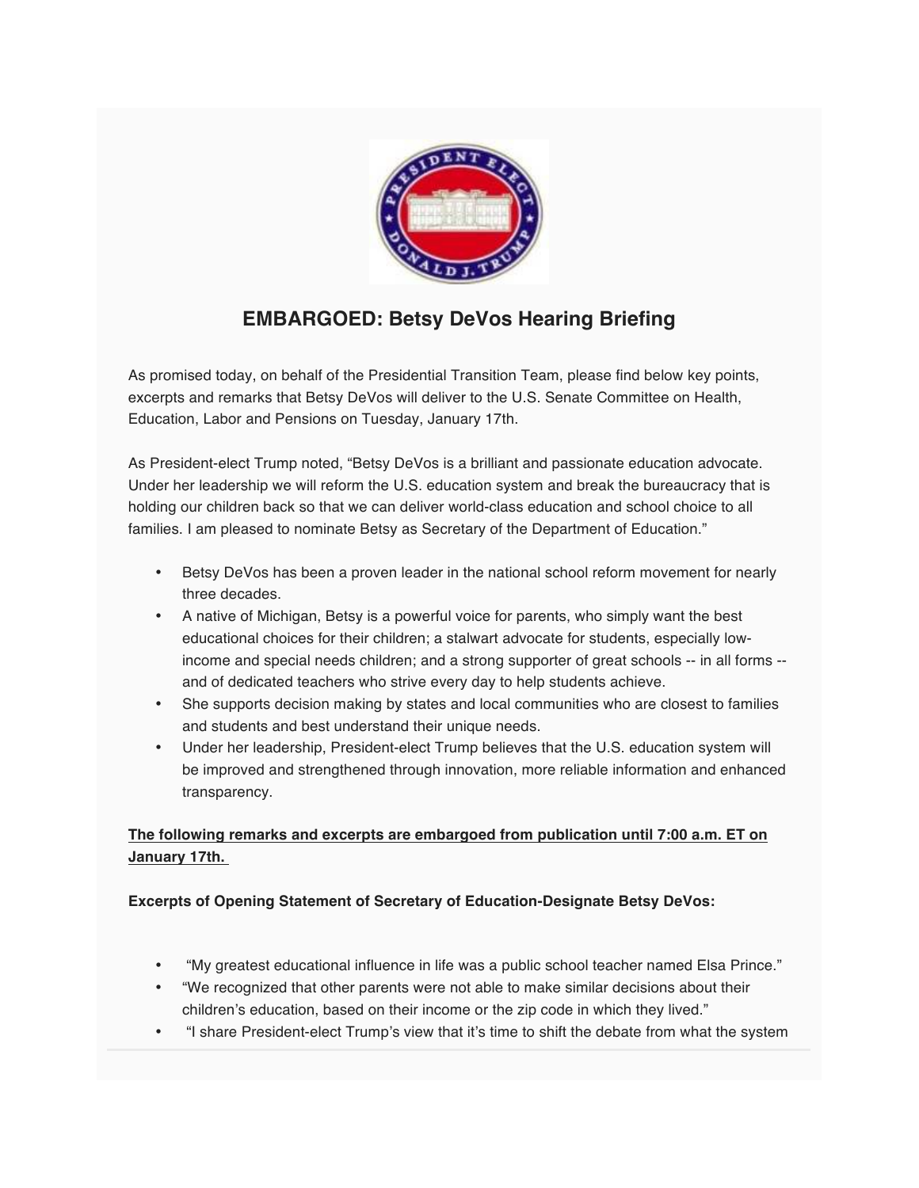# EMBARGOED: Betsy DeVos Hearing Briefing

As promised today, on behalf of the Presidential Transition Team, please find below key points, excerpts and remarks that Betsy DeVos will deliver to the U.S. Senate Committee on Health, Education, Labor and Pensions on Tuesday, January 17th.

As President-elect Trump noted, "Betsy DeVos is a brilliant and passionate education advocate. Under her leadership we will reform the U.S. education system and break the bureaucracy that is holding our children back so that we can deliver world-class education and school choice to all families. I am pleased to nominate Betsy as Secretary of the Department of Education."

- Betsy DeVos has been a proven leader in the national school reform movement for nearly three decades.
- A native of Michigan, Betsy is a powerful voice for parents, who simply want the best educational choices for their children; a stalwart advocate for students, especially low-income and special needs children; and a strong supporter of great schools -- in all forms -- and of dedicated teachers who strive every day to help students achieve.
- She supports decision making by states and local communities who are closest to families and students and best understand their unique needs.
- Under her leadership, President-elect Trump believes that the U.S. education system will be improved and strengthened through innovation, more reliable information and enhanced transparency.

**The following remarks and excerpts are embargoed from publication until 7:00 a.m. ET on January 17th.**

**Excerpts of Opening Statement of Secretary of Education-Designate Betsy DeVos:**

- "My greatest educational influence in life was a public school teacher named Elsa Prince."
- "We recognized that other parents were not able to make similar decisions about their children's education, based on their income or the zip code in which they lived."
- "I share President-elect Trump's view that it's time to shift the debate from what the system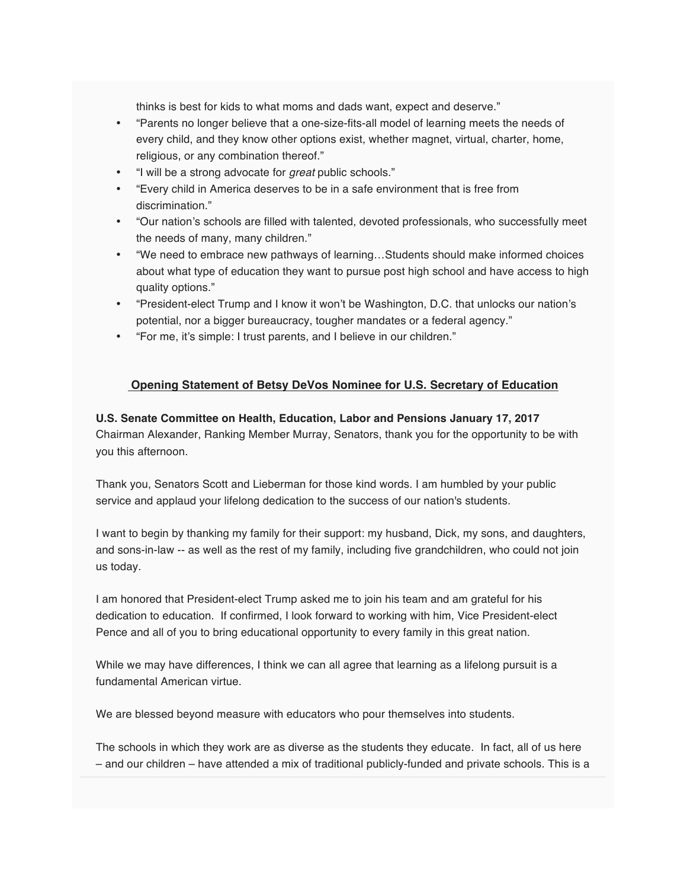thinks is best for kids to what moms and dads want, expect and deserve."

- "Parents no longer believe that a one-size-fits-all model of learning meets the needs of every child, and they know other options exist, whether magnet, virtual, charter, home, religious, or any combination thereof."
- "I will be a strong advocate for *great* public schools."
- "Every child in America deserves to be in a safe environment that is free from discrimination."
- "Our nation's schools are filled with talented, devoted professionals, who successfully meet the needs of many, many children."
- "We need to embrace new pathways of learning…Students should make informed choices about what type of education they want to pursue post high school and have access to high quality options."
- "President-elect Trump and I know it won't be Washington, D.C. that unlocks our nation's potential, nor a bigger bureaucracy, tougher mandates or a federal agency."
- "For me, it's simple: I trust parents, and I believe in our children."

## Opening Statement of Betsy DeVos Nominee for U.S. Secretary of Education

**U.S. Senate Committee on Health, Education, Labor and Pensions January 17, 2017**
Chairman Alexander, Ranking Member Murray, Senators, thank you for the opportunity to be with you this afternoon.

Thank you, Senators Scott and Lieberman for those kind words. I am humbled by your public service and applaud your lifelong dedication to the success of our nation's students.

I want to begin by thanking my family for their support: my husband, Dick, my sons, and daughters, and sons-in-law -- as well as the rest of my family, including five grandchildren, who could not join us today.

I am honored that President-elect Trump asked me to join his team and am grateful for his dedication to education. If confirmed, I look forward to working with him, Vice President-elect Pence and all of you to bring educational opportunity to every family in this great nation.

While we may have differences, I think we can all agree that learning as a lifelong pursuit is a fundamental American virtue.

We are blessed beyond measure with educators who pour themselves into students.

The schools in which they work are as diverse as the students they educate. In fact, all of us here – and our children – have attended a mix of traditional publicly-funded and private schools. This is a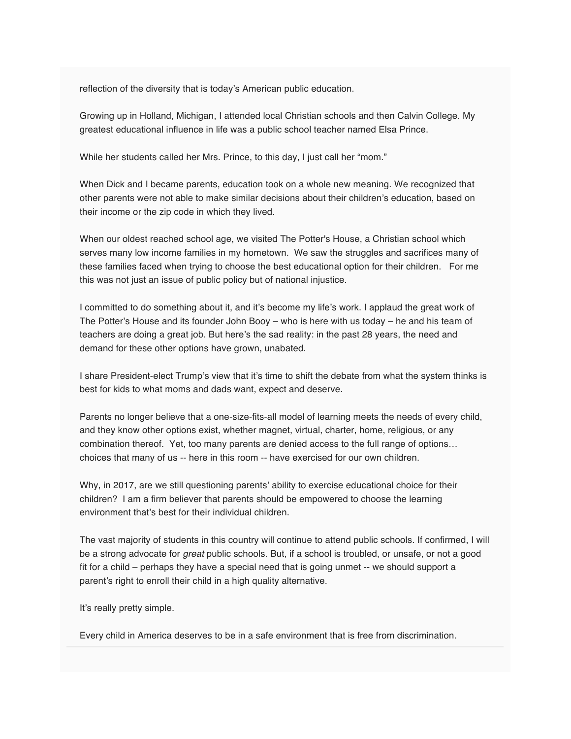reflection of the diversity that is today's American public education.

Growing up in Holland, Michigan, I attended local Christian schools and then Calvin College. My greatest educational influence in life was a public school teacher named Elsa Prince.

While her students called her Mrs. Prince, to this day, I just call her "mom."

When Dick and I became parents, education took on a whole new meaning. We recognized that other parents were not able to make similar decisions about their children's education, based on their income or the zip code in which they lived.

When our oldest reached school age, we visited The Potter's House, a Christian school which serves many low income families in my hometown. We saw the struggles and sacrifices many of these families faced when trying to choose the best educational option for their children. For me this was not just an issue of public policy but of national injustice.

I committed to do something about it, and it's become my life's work. I applaud the great work of The Potter's House and its founder John Booy – who is here with us today – he and his team of teachers are doing a great job. But here's the sad reality: in the past 28 years, the need and demand for these other options have grown, unabated.

I share President-elect Trump's view that it's time to shift the debate from what the system thinks is best for kids to what moms and dads want, expect and deserve.

Parents no longer believe that a one-size-fits-all model of learning meets the needs of every child, and they know other options exist, whether magnet, virtual, charter, home, religious, or any combination thereof. Yet, too many parents are denied access to the full range of options… choices that many of us -- here in this room -- have exercised for our own children.

Why, in 2017, are we still questioning parents' ability to exercise educational choice for their children? I am a firm believer that parents should be empowered to choose the learning environment that's best for their individual children.

The vast majority of students in this country will continue to attend public schools. If confirmed, I will be a strong advocate for *great* public schools. But, if a school is troubled, or unsafe, or not a good fit for a child – perhaps they have a special need that is going unmet -- we should support a parent's right to enroll their child in a high quality alternative.

It's really pretty simple.

Every child in America deserves to be in a safe environment that is free from discrimination.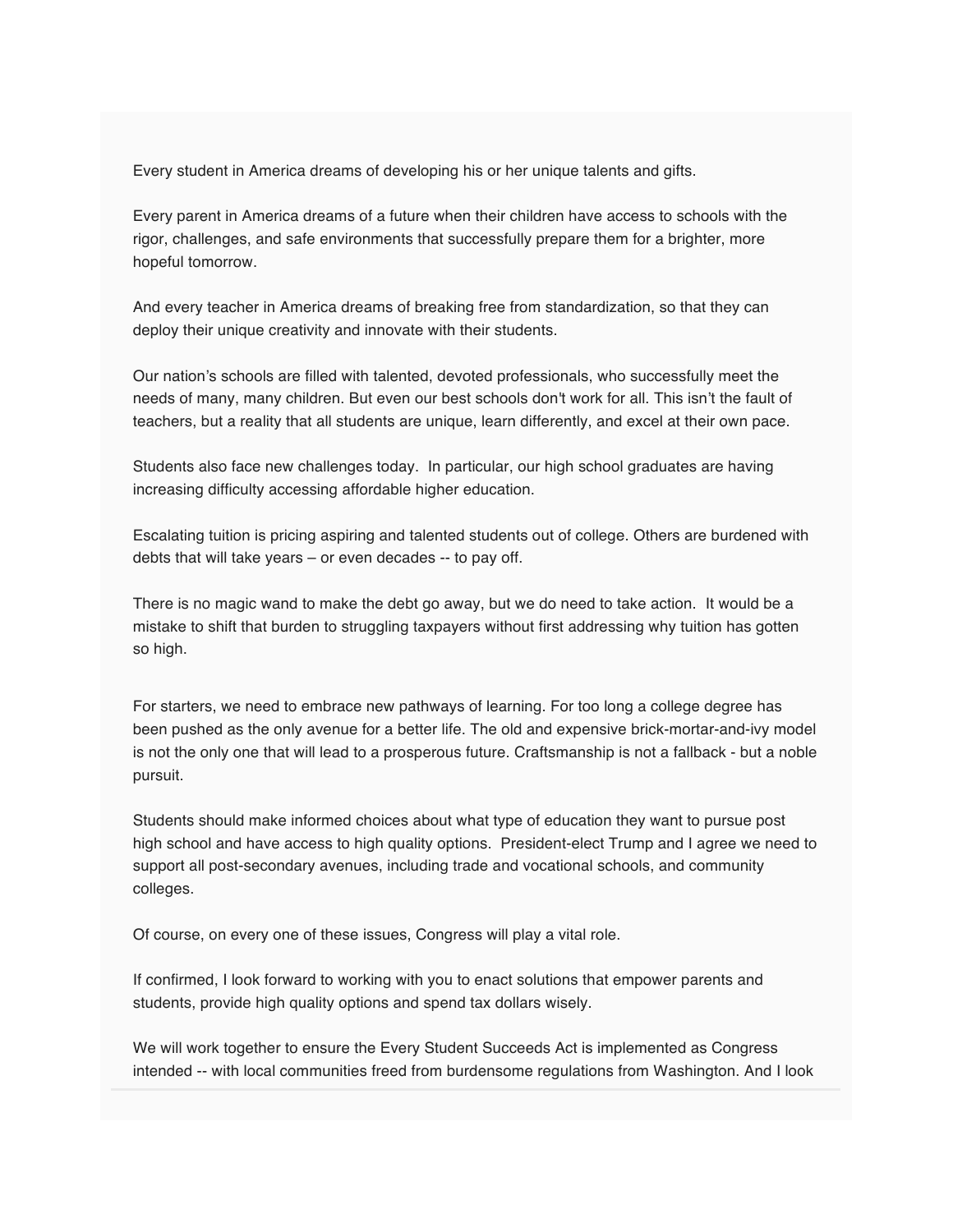Every student in America dreams of developing his or her unique talents and gifts.

Every parent in America dreams of a future when their children have access to schools with the rigor, challenges, and safe environments that successfully prepare them for a brighter, more hopeful tomorrow.

And every teacher in America dreams of breaking free from standardization, so that they can deploy their unique creativity and innovate with their students.

Our nation's schools are filled with talented, devoted professionals, who successfully meet the needs of many, many children. But even our best schools don't work for all. This isn't the fault of teachers, but a reality that all students are unique, learn differently, and excel at their own pace.

Students also face new challenges today. In particular, our high school graduates are having increasing difficulty accessing affordable higher education.

Escalating tuition is pricing aspiring and talented students out of college. Others are burdened with debts that will take years – or even decades -- to pay off.

There is no magic wand to make the debt go away, but we do need to take action. It would be a mistake to shift that burden to struggling taxpayers without first addressing why tuition has gotten so high.

For starters, we need to embrace new pathways of learning. For too long a college degree has been pushed as the only avenue for a better life. The old and expensive brick-mortar-and-ivy model is not the only one that will lead to a prosperous future. Craftsmanship is not a fallback - but a noble pursuit.

Students should make informed choices about what type of education they want to pursue post high school and have access to high quality options. President-elect Trump and I agree we need to support all post-secondary avenues, including trade and vocational schools, and community colleges.

Of course, on every one of these issues, Congress will play a vital role.

If confirmed, I look forward to working with you to enact solutions that empower parents and students, provide high quality options and spend tax dollars wisely.

We will work together to ensure the Every Student Succeeds Act is implemented as Congress intended -- with local communities freed from burdensome regulations from Washington. And I look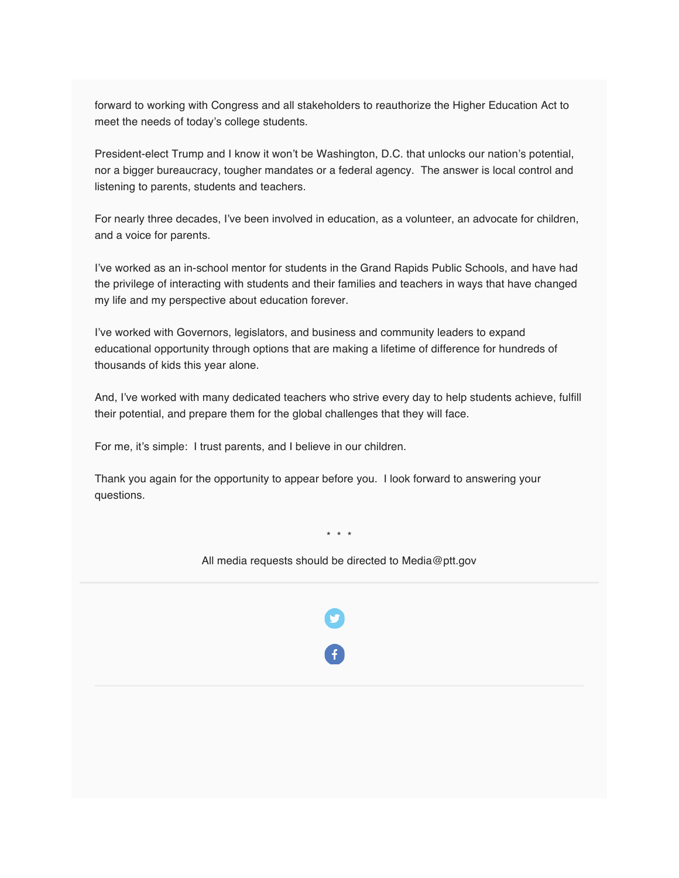forward to working with Congress and all stakeholders to reauthorize the Higher Education Act to meet the needs of today's college students.

President-elect Trump and I know it won't be Washington, D.C. that unlocks our nation's potential, nor a bigger bureaucracy, tougher mandates or a federal agency.  The answer is local control and listening to parents, students and teachers.

For nearly three decades, I've been involved in education, as a volunteer, an advocate for children, and a voice for parents.

I've worked as an in-school mentor for students in the Grand Rapids Public Schools, and have had the privilege of interacting with students and their families and teachers in ways that have changed my life and my perspective about education forever.

I've worked with Governors, legislators, and business and community leaders to expand educational opportunity through options that are making a lifetime of difference for hundreds of thousands of kids this year alone.

And, I've worked with many dedicated teachers who strive every day to help students achieve, fulfill their potential, and prepare them for the global challenges that they will face.

For me, it's simple:  I trust parents, and I believe in our children.

Thank you again for the opportunity to appear before you.  I look forward to answering your questions.

\* \* \*

All media requests should be directed to Media@ptt.gov